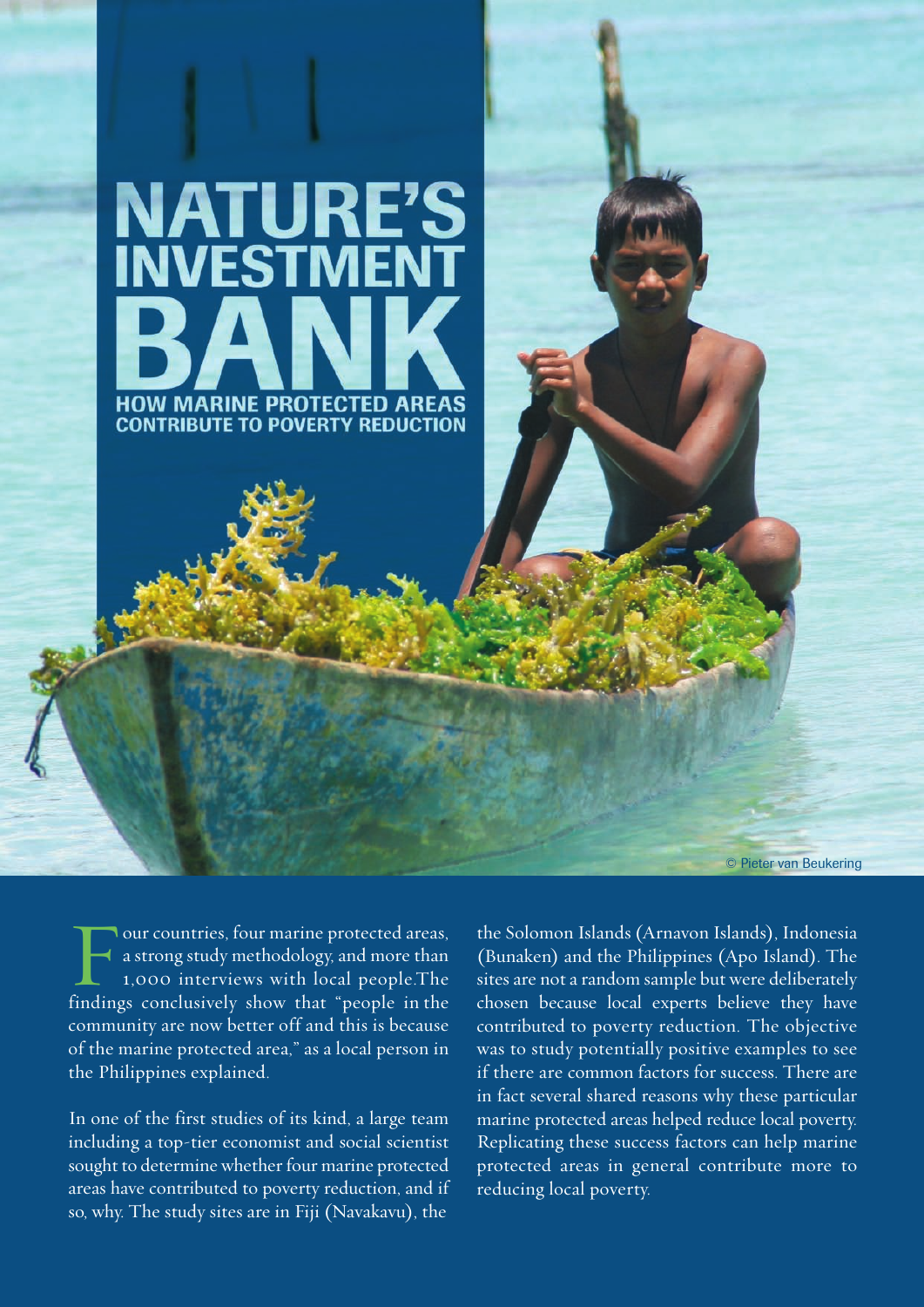# NATURE'S INVESTMENT BANK

## HOW MARINE PROTECTED AREAS CONTRIBUTE TO POVERTY REDUCTION

© Pieter van Beukering

Four countries, four marine protected areas, a strong study methodology, and more than 1,000 interviews with local people.The findings conclusively show that "people in the community are now better off and this is because of the marine protected area," as a local person in the Philippines explained.

In one of the first studies of its kind, a large team including a top-tier economist and social scientist sought to determine whether four marine protected areas have contributed to poverty reduction, and if so, why. The study sites are in Fiji (Navakavu), the Solomon Islands (Arnavon Islands), Indonesia (Bunaken) and the Philippines (Apo Island). The sites are not a random sample but were deliberately chosen because local experts believe they have contributed to poverty reduction. The objective was to study potentially positive examples to see if there are common factors for success. There are in fact several shared reasons why these particular marine protected areas helped reduce local poverty. Replicating these success factors can help marine protected areas in general contribute more to reducing local poverty.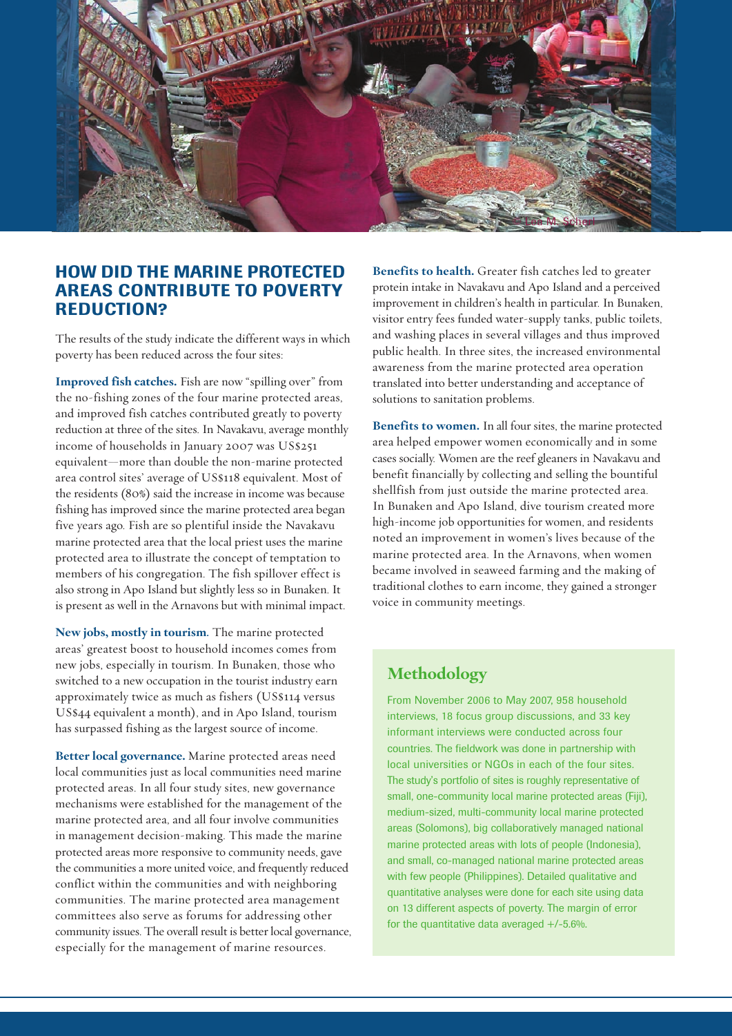## HOW DID THE MARINE PROTECTED AREAS CONTRIBUTE TO POVERTY REDUCTION?

The results of the study indicate the different ways in which poverty has been reduced across the four sites:

**Improved fish catches.** Fish are now "spilling over" from the no-fishing zones of the four marine protected areas, and improved fish catches contributed greatly to poverty reduction at three of the sites. In Navakavu, average monthly income of households in January 2007 was US$251 equivalent—more than double the non-marine protected area control sites' average of US$118 equivalent. Most of the residents (80%) said the increase in income was because fishing has improved since the marine protected area began five years ago. Fish are so plentiful inside the Navakavu marine protected area that the local priest uses the marine protected area to illustrate the concept of temptation to members of his congregation. The fish spillover effect is also strong in Apo Island but slightly less so in Bunaken. It is present as well in the Arnavons but with minimal impact.

**New jobs, mostly in tourism.** The marine protected areas' greatest boost to household incomes comes from new jobs, especially in tourism. In Bunaken, those who switched to a new occupation in the tourist industry earn approximately twice as much as fishers (US$114 versus US$44 equivalent a month), and in Apo Island, tourism has surpassed fishing as the largest source of income.

**Better local governance.** Marine protected areas need local communities just as local communities need marine protected areas. In all four study sites, new governance mechanisms were established for the management of the marine protected area, and all four involve communities in management decision-making. This made the marine protected areas more responsive to community needs, gave the communities a more united voice, and frequently reduced conflict within the communities and with neighboring communities. The marine protected area management committees also serve as forums for addressing other community issues. The overall result is better local governance, especially for the management of marine resources.

**Benefits to health.** Greater fish catches led to greater protein intake in Navakavu and Apo Island and a perceived improvement in children's health in particular. In Bunaken, visitor entry fees funded water-supply tanks, public toilets, and washing places in several villages and thus improved public health. In three sites, the increased environmental awareness from the marine protected area operation translated into better understanding and acceptance of solutions to sanitation problems.

**Benefits to women.** In all four sites, the marine protected area helped empower women economically and in some cases socially. Women are the reef gleaners in Navakavu and benefit financially by collecting and selling the bountiful shellfish from just outside the marine protected area. In Bunaken and Apo Island, dive tourism created more high-income job opportunities for women, and residents noted an improvement in women's lives because of the marine protected area. In the Arnavons, when women became involved in seaweed farming and the making of traditional clothes to earn income, they gained a stronger voice in community meetings.

### Methodology

From November 2006 to May 2007, 958 household interviews, 18 focus group discussions, and 33 key informant interviews were conducted across four countries. The fieldwork was done in partnership with local universities or NGOs in each of the four sites. The study's portfolio of sites is roughly representative of small, one-community local marine protected areas (Fiji), medium-sized, multi-community local marine protected areas (Solomons), big collaboratively managed national marine protected areas with lots of people (Indonesia), and small, co-managed national marine protected areas with few people (Philippines). Detailed qualitative and quantitative analyses were done for each site using data on 13 different aspects of poverty. The margin of error for the quantitative data averaged +/-5.6%.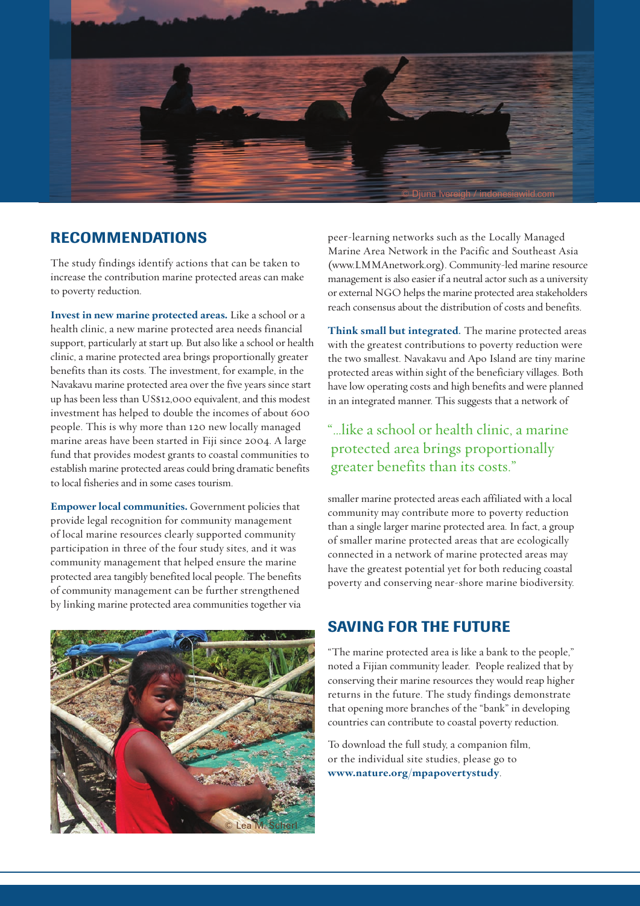## RECOMMENDATIONS

The study findings identify actions that can be taken to increase the contribution marine protected areas can make to poverty reduction.

**Invest in new marine protected areas.** Like a school or a health clinic, a new marine protected area needs financial support, particularly at start up. But also like a school or health clinic, a marine protected area brings proportionally greater benefits than its costs. The investment, for example, in the Navakavu marine protected area over the five years since start up has been less than US$12,000 equivalent, and this modest investment has helped to double the incomes of about 600 people. This is why more than 120 new locally managed marine areas have been started in Fiji since 2004. A large fund that provides modest grants to coastal communities to establish marine protected areas could bring dramatic benefits to local fisheries and in some cases tourism.

**Empower local communities.** Government policies that provide legal recognition for community management of local marine resources clearly supported community participation in three of the four study sites, and it was community management that helped ensure the marine protected area tangibly benefited local people. The benefits of community management can be further strengthened by linking marine protected area communities together via peer-learning networks such as the Locally Managed Marine Area Network in the Pacific and Southeast Asia (www.LMMAnetwork.org). Community-led marine resource management is also easier if a neutral actor such as a university or external NGO helps the marine protected area stakeholders reach consensus about the distribution of costs and benefits.

**Think small but integrated.** The marine protected areas with the greatest contributions to poverty reduction were the two smallest. Navakavu and Apo Island are tiny marine protected areas within sight of the beneficiary villages. Both have low operating costs and high benefits and were planned in an integrated manner. This suggests that a network of smaller marine protected areas each affiliated with a local community may contribute more to poverty reduction than a single larger marine protected area. In fact, a group of smaller marine protected areas that are ecologically connected in a network of marine protected areas may have the greatest potential yet for both reducing coastal poverty and conserving near-shore marine biodiversity.

"...like a school or health clinic, a marine protected area brings proportionally greater benefits than its costs."

## SAVING FOR THE FUTURE

"The marine protected area is like a bank to the people," noted a Fijian community leader. People realized that by conserving their marine resources they would reap higher returns in the future. The study findings demonstrate that opening more branches of the "bank" in developing countries can contribute to coastal poverty reduction.

To download the full study, a companion film, or the individual site studies, please go to **www.nature.org/mpapovertystudy**.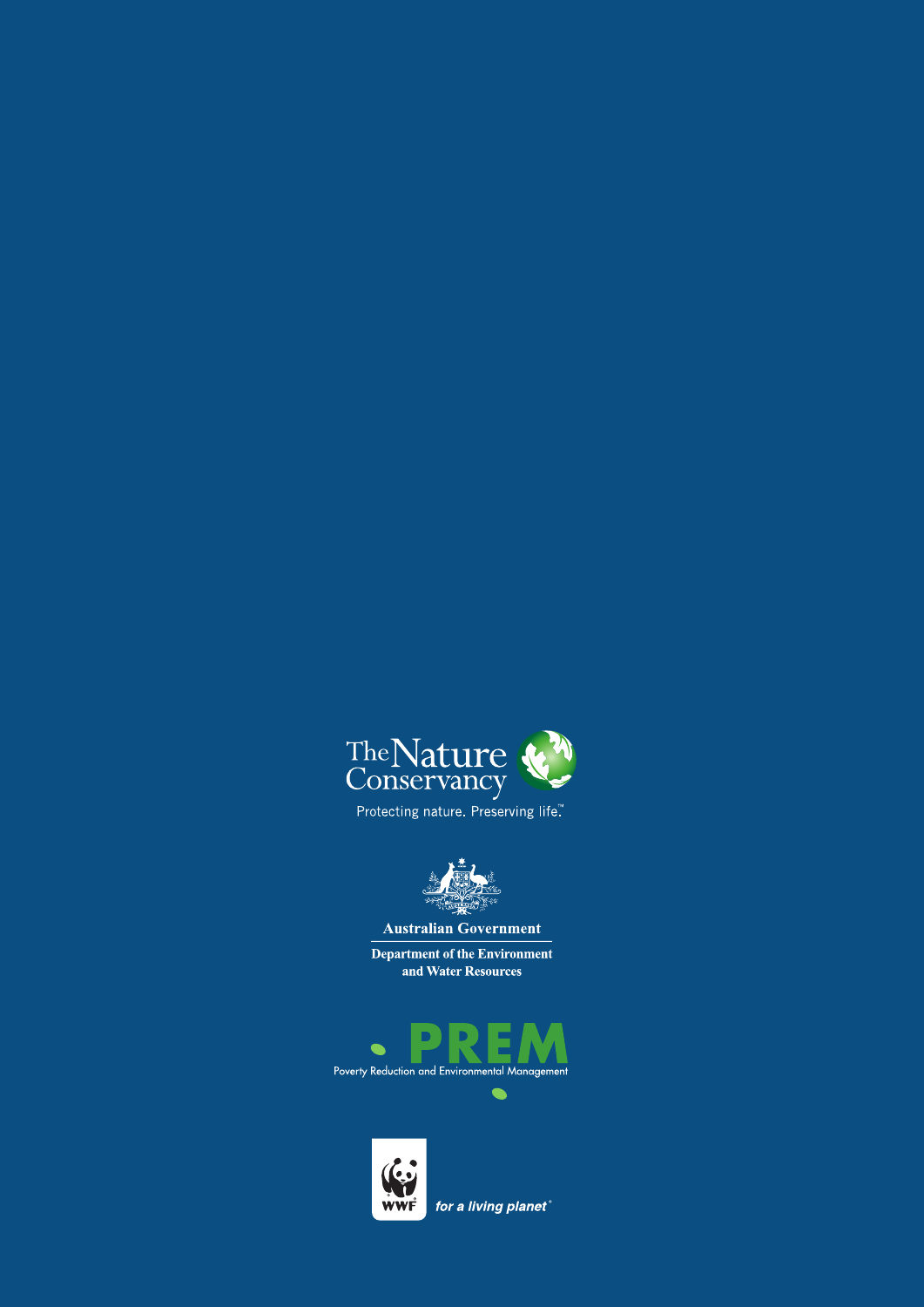The Nature Conservancy

Protecting nature. Preserving life.™

Australian Government

Department of the Environment and Water Resources

PREM

Poverty Reduction and Environmental Management

WWF

*for a living planet*®